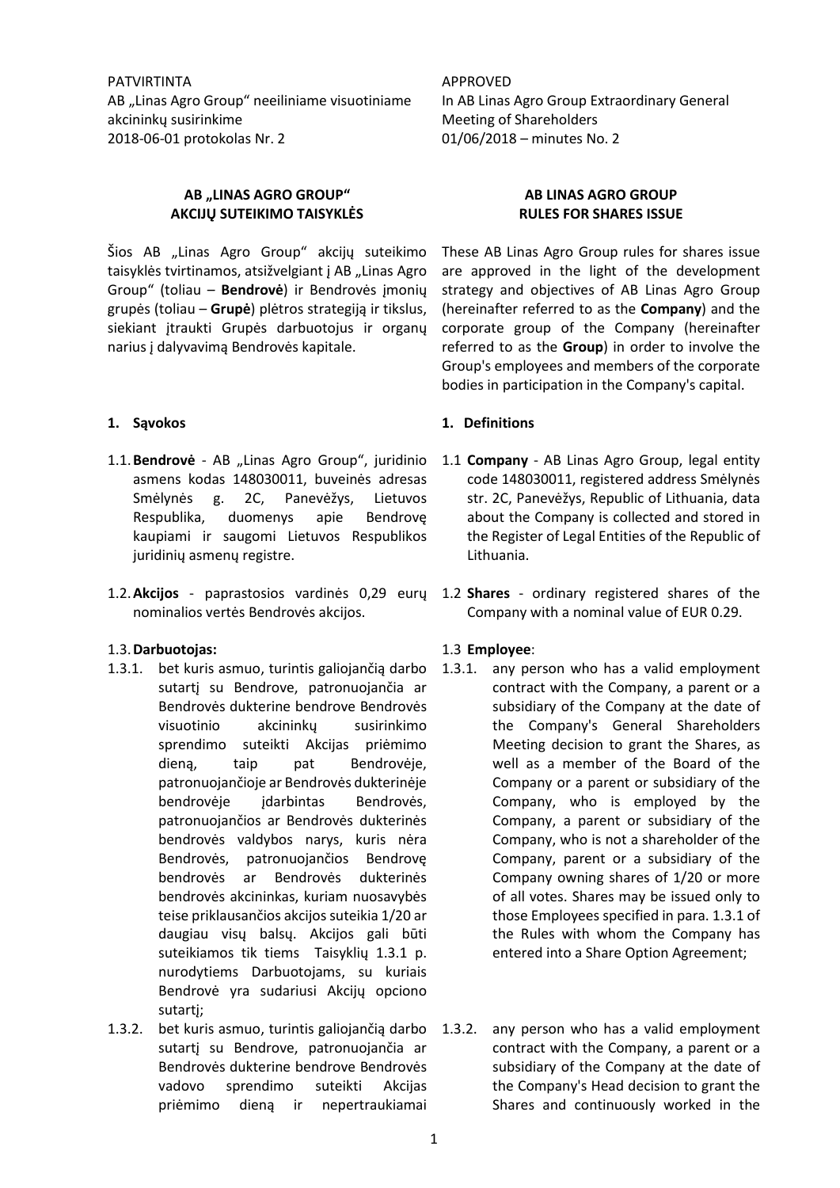PATVIRTINTA
AB „Linas Agro Group" neeiliniame visuotiniame akcininkų susirinkime
2018-06-01 protokolas Nr. 2

APPROVED
In AB Linas Agro Group Extraordinary General Meeting of Shareholders
01/06/2018 – minutes No. 2

## AB „LINAS AGRO GROUP" AKCIJŲ SUTEIKIMO TAISYKLĖS

## AB LINAS AGRO GROUP RULES FOR SHARES ISSUE

Šios AB „Linas Agro Group" akcijų suteikimo taisyklės tvirtinamos, atsižvelgiant į AB „Linas Agro Group" (toliau – **Bendrovė**) ir Bendrovės įmonių grupės (toliau – **Grupė**) plėtros strategiją ir tikslus, siekiant įtraukti Grupės darbuotojus ir organų narius į dalyvavimą Bendrovės kapitale.

These AB Linas Agro Group rules for shares issue are approved in the light of the development strategy and objectives of AB Linas Agro Group (hereinafter referred to as the **Company**) and the corporate group of the Company (hereinafter referred to as the **Group**) in order to involve the Group's employees and members of the corporate bodies in participation in the Company's capital.

### 1. Sąvokos

1.1. **Bendrovė** - AB „Linas Agro Group", juridinio asmens kodas 148030011, buveinės adresas Smėlynės g. 2C, Panevėžys, Lietuvos Respublika, duomenys apie Bendrovę kaupiami ir saugomi Lietuvos Respublikos juridinių asmenų registre.

1.2. **Akcijos** - paprastosios vardinės 0,29 eurų nominalios vertės Bendrovės akcijos.

1.3. **Darbuotojas:**

1.3.1. bet kuris asmuo, turintis galiojančią darbo sutartį su Bendrove, patronuojančia ar Bendrovės dukterine bendrove Bendrovės visuotinio akcininkų susirinkimo sprendimo suteikti Akcijas priėmimo dieną, taip pat Bendrovėje, patronuojančioje ar Bendrovės dukterinėje bendrovėje įdarbintas Bendrovės, patronuojančios ar Bendrovės dukterinės bendrovės valdybos narys, kuris nėra Bendrovės, patronuojančios Bendrovę bendrovės ar Bendrovės dukterinės bendrovės akcininkas, kuriam nuosavybės teise priklausančios akcijos suteikia 1/20 ar daugiau visų balsų. Akcijos gali būti suteikiamos tik tiems Taisyklių 1.3.1 p. nurodytiems Darbuotojams, su kuriais Bendrovė yra sudariusi Akcijų opciono sutartį;

1.3.2. bet kuris asmuo, turintis galiojančią darbo sutartį su Bendrove, patronuojančia ar Bendrovės dukterine bendrove Bendrovės vadovo sprendimo suteikti Akcijas priėmimo dieną ir nepertraukiamai

### 1. Definitions

1.1 **Company** - AB Linas Agro Group, legal entity code 148030011, registered address Smėlynės str. 2C, Panevėžys, Republic of Lithuania, data about the Company is collected and stored in the Register of Legal Entities of the Republic of Lithuania.

1.2 **Shares** - ordinary registered shares of the Company with a nominal value of EUR 0.29.

1.3 **Employee**:

1.3.1. any person who has a valid employment contract with the Company, a parent or a subsidiary of the Company at the date of the Company's General Shareholders Meeting decision to grant the Shares, as well as a member of the Board of the Company or a parent or subsidiary of the Company, who is employed by the Company, a parent or subsidiary of the Company, who is not a shareholder of the Company, parent or a subsidiary of the Company owning shares of 1/20 or more of all votes. Shares may be issued only to those Employees specified in para. 1.3.1 of the Rules with whom the Company has entered into a Share Option Agreement;

1.3.2. any person who has a valid employment contract with the Company, a parent or a subsidiary of the Company at the date of the Company's Head decision to grant the Shares and continuously worked in the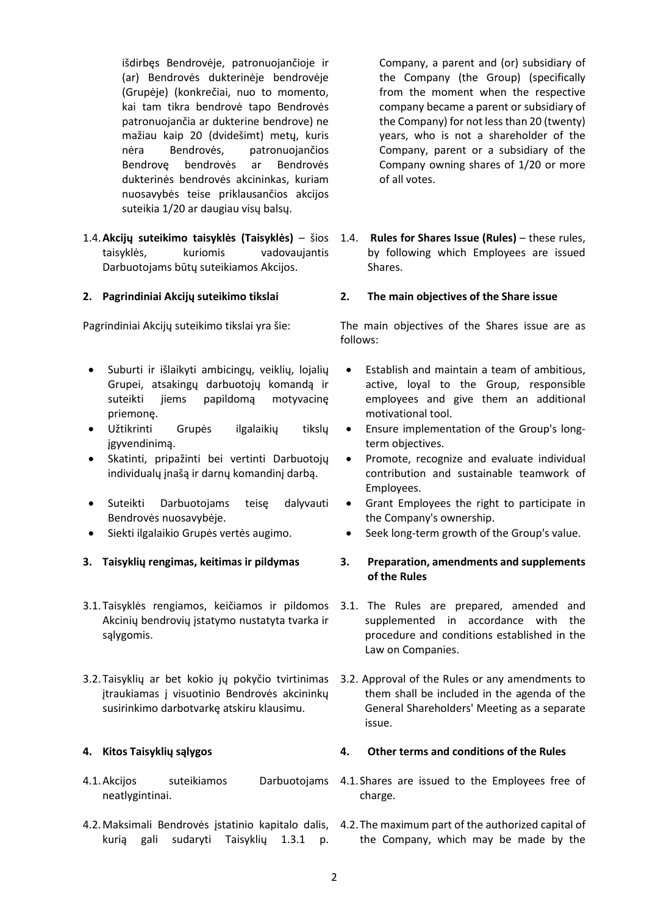išdirbęs Bendrovėje, patronuojančioje ir (ar) Bendrovės dukterinėje bendrovėje (Grupėje) (konkrečiai, nuo to momento, kai tam tikra bendrovė tapo Bendrovės patronuojančia ar dukterine bendrove) ne mažiau kaip 20 (dvidešimt) metų, kuris nėra Bendrovės, patronuojančios Bendrovę bendrovės ar Bendrovės dukterinės bendrovės akcininkas, kuriam nuosavybės teise priklausančios akcijos suteikia 1/20 ar daugiau visų balsų.

Company, a parent and (or) subsidiary of the Company (the Group) (specifically from the moment when the respective company became a parent or subsidiary of the Company) for not less than 20 (twenty) years, who is not a shareholder of the Company, parent or a subsidiary of the Company owning shares of 1/20 or more of all votes.

1.4. **Akcijų suteikimo taisyklės (Taisyklės)** – šios taisyklės, kuriomis vadovaujantis Darbuotojams būtų suteikiamos Akcijos.

1.4. **Rules for Shares Issue (Rules)** – these rules, by following which Employees are issued Shares.

## 2. Pagrindiniai Akcijų suteikimo tikslai

## 2. The main objectives of the Share issue

Pagrindiniai Akcijų suteikimo tikslai yra šie:

- Suburti ir išlaikyti ambicingų, veiklių, lojalių Grupei, atsakingų darbuotojų komandą ir suteikti jiems papildomą motyvacinę priemonę.
- Užtikrinti Grupės ilgalaikių tikslų įgyvendinimą.
- Skatinti, pripažinti bei vertinti Darbuotojų individualų įnašą ir darnų komandinį darbą.
- Suteikti Darbuotojams teisę dalyvauti Bendrovės nuosavybėje.
- Siekti ilgalaikio Grupės vertės augimo.

The main objectives of the Shares issue are as follows:

- Establish and maintain a team of ambitious, active, loyal to the Group, responsible employees and give them an additional motivational tool.
- Ensure implementation of the Group's long-term objectives.
- Promote, recognize and evaluate individual contribution and sustainable teamwork of Employees.
- Grant Employees the right to participate in the Company's ownership.
- Seek long-term growth of the Group's value.

## 3. Taisyklių rengimas, keitimas ir pildymas

## 3. Preparation, amendments and supplements of the Rules

3.1. Taisyklės rengiamos, keičiamos ir pildomos Akcinių bendrovių įstatymo nustatyta tvarka ir sąlygomis.

3.1. The Rules are prepared, amended and supplemented in accordance with the procedure and conditions established in the Law on Companies.

3.2. Taisyklių ar bet kokio jų pokyčio tvirtinimas įtraukiamas į visuotinio Bendrovės akcininkų susirinkimo darbotvarkę atskiru klausimu.

3.2. Approval of the Rules or any amendments to them shall be included in the agenda of the General Shareholders' Meeting as a separate issue.

## 4. Kitos Taisyklių sąlygos

## 4. Other terms and conditions of the Rules

4.1. Akcijos suteikiamos Darbuotojams neatlygintinai.

4.1. Shares are issued to the Employees free of charge.

4.2. Maksimali Bendrovės įstatinio kapitalo dalis, kurią gali sudaryti Taisyklių 1.3.1 p.

4.2. The maximum part of the authorized capital of the Company, which may be made by the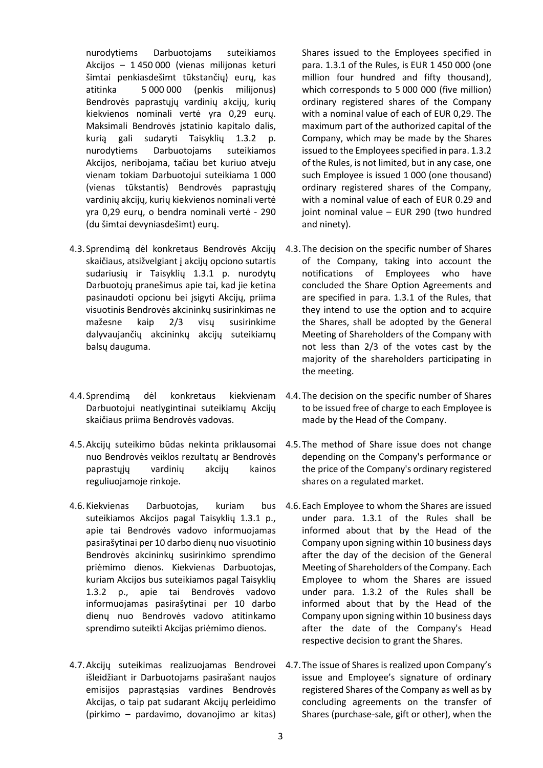nurodytiems Darbuotojams suteikiamos Akcijos – 1 450 000 (vienas milijonas keturi šimtai penkiasdešimt tūkstančių) eurų, kas atitinka 5 000 000 (penkis milijonus) Bendrovės paprastųjų vardinių akcijų, kurių kiekvienos nominali vertė yra 0,29 eurų. Maksimali Bendrovės įstatinio kapitalo dalis, kurią gali sudaryti Taisyklių 1.3.2 p. nurodytiems Darbuotojams suteikiamos Akcijos, neribojama, tačiau bet kuriuo atveju vienam tokiam Darbuotojui suteikiama 1 000 (vienas tūkstantis) Bendrovės paprastųjų vardinių akcijų, kurių kiekvienos nominali vertė yra 0,29 eurų, o bendra nominali vertė - 290 (du šimtai devyniasdešimt) eurų.

Shares issued to the Employees specified in para. 1.3.1 of the Rules, is EUR 1 450 000 (one million four hundred and fifty thousand), which corresponds to 5 000 000 (five million) ordinary registered shares of the Company with a nominal value of each of EUR 0,29. The maximum part of the authorized capital of the Company, which may be made by the Shares issued to the Employees specified in para. 1.3.2 of the Rules, is not limited, but in any case, one such Employee is issued 1 000 (one thousand) ordinary registered shares of the Company, with a nominal value of each of EUR 0.29 and joint nominal value – EUR 290 (two hundred and ninety).

4.3. Sprendimą dėl konkretaus Bendrovės Akcijų skaičiaus, atsižvelgiant į akcijų opciono sutartis sudariusių ir Taisyklių 1.3.1 p. nurodytų Darbuotojų pranešimus apie tai, kad jie ketina pasinaudoti opcionu bei įsigyti Akcijų, priima visuotinis Bendrovės akcininkų susirinkimas ne mažesne kaip 2/3 visų susirinkime dalyvaujančių akcininkų akcijų suteikiamų balsų dauguma.

4.3. The decision on the specific number of Shares of the Company, taking into account the notifications of Employees who have concluded the Share Option Agreements and are specified in para. 1.3.1 of the Rules, that they intend to use the option and to acquire the Shares, shall be adopted by the General Meeting of Shareholders of the Company with not less than 2/3 of the votes cast by the majority of the shareholders participating in the meeting.

4.4. Sprendimą dėl konkretaus kiekvienam Darbuotojui neatlygintinai suteikiamų Akcijų skaičiaus priima Bendrovės vadovas.

4.4. The decision on the specific number of Shares to be issued free of charge to each Employee is made by the Head of the Company.

4.5. Akcijų suteikimo būdas nekinta priklausomai nuo Bendrovės veiklos rezultatų ar Bendrovės paprastųjų vardinių akcijų kainos reguliuojamoje rinkoje.

4.5. The method of Share issue does not change depending on the Company's performance or the price of the Company's ordinary registered shares on a regulated market.

4.6. Kiekvienas Darbuotojas, kuriam bus suteikiamos Akcijos pagal Taisyklių 1.3.1 p., apie tai Bendrovės vadovo informuojamas pasirašytinai per 10 darbo dienų nuo visuotinio Bendrovės akcininkų susirinkimo sprendimo priėmimo dienos. Kiekvienas Darbuotojas, kuriam Akcijos bus suteikiamos pagal Taisyklių 1.3.2 p., apie tai Bendrovės vadovo informuojamas pasirašytinai per 10 darbo dienų nuo Bendrovės vadovo atitinkamo sprendimo suteikti Akcijas priėmimo dienos.

4.6. Each Employee to whom the Shares are issued under para. 1.3.1 of the Rules shall be informed about that by the Head of the Company upon signing within 10 business days after the day of the decision of the General Meeting of Shareholders of the Company. Each Employee to whom the Shares are issued under para. 1.3.2 of the Rules shall be informed about that by the Head of the Company upon signing within 10 business days after the date of the Company's Head respective decision to grant the Shares.

4.7. Akcijų suteikimas realizuojamas Bendrovei išleidžiant ir Darbuotojams pasirašant naujos emisijos paprastąsias vardines Bendrovės Akcijas, o taip pat sudarant Akcijų perleidimo (pirkimo – pardavimo, dovanojimo ar kitas)

4.7. The issue of Shares is realized upon Company's issue and Employee's signature of ordinary registered Shares of the Company as well as by concluding agreements on the transfer of Shares (purchase-sale, gift or other), when the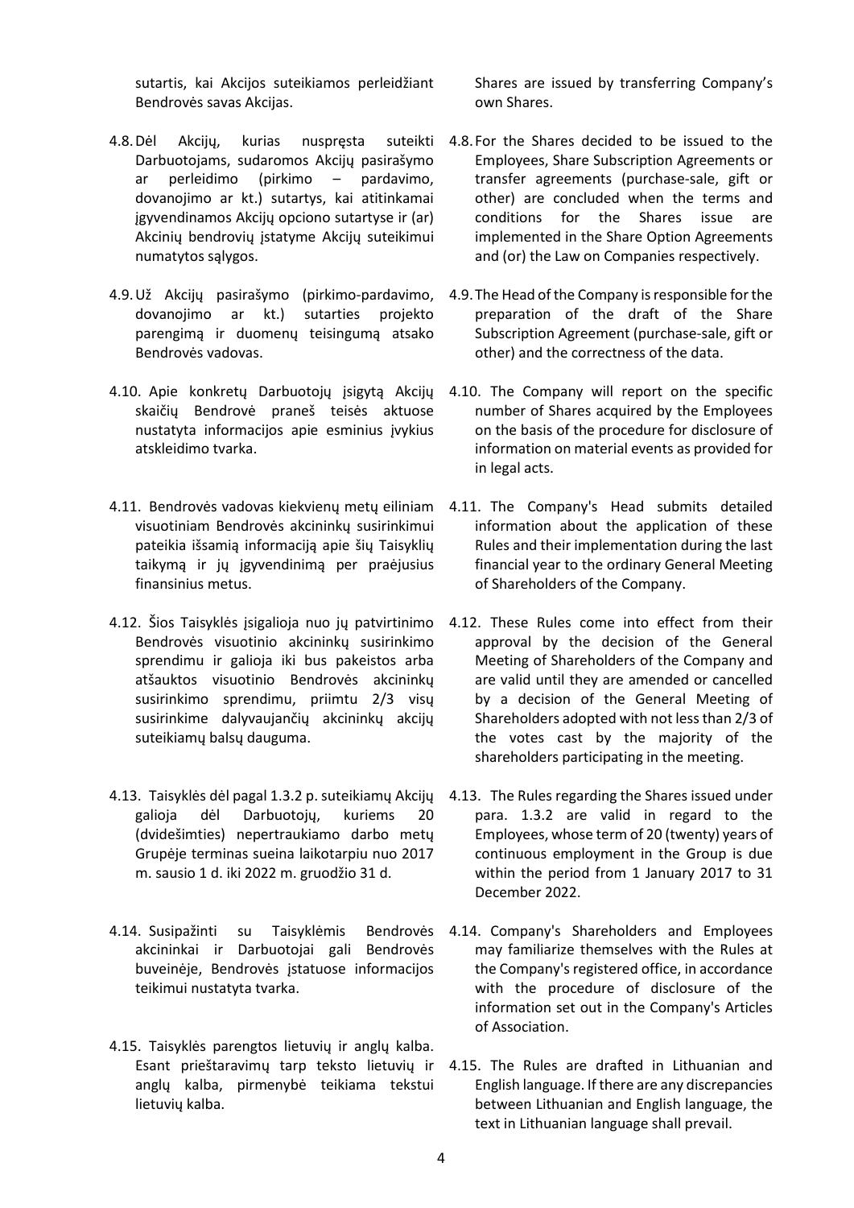sutartis, kai Akcijos suteikiamos perleidžiant Bendrovės savas Akcijas.

Shares are issued by transferring Company's own Shares.

4.8. Dėl Akcijų, kurias nuspręsta suteikti Darbuotojams, sudaromos Akcijų pasirašymo ar perleidimo (pirkimo – pardavimo, dovanojimo ar kt.) sutartys, kai atitinkamai įgyvendinamos Akcijų opciono sutartyse ir (ar) Akcinių bendrovių įstatyme Akcijų suteikimui numatytos sąlygos.

4.8. For the Shares decided to be issued to the Employees, Share Subscription Agreements or transfer agreements (purchase-sale, gift or other) are concluded when the terms and conditions for the Shares issue are implemented in the Share Option Agreements and (or) the Law on Companies respectively.

4.9. Už Akcijų pasirašymo (pirkimo-pardavimo, dovanojimo ar kt.) sutarties projekto parengimą ir duomenų teisingumą atsako Bendrovės vadovas.

4.9. The Head of the Company is responsible for the preparation of the draft of the Share Subscription Agreement (purchase-sale, gift or other) and the correctness of the data.

4.10. Apie konkretų Darbuotojų įsigytą Akcijų skaičių Bendrovė praneš teisės aktuose nustatyta informacijos apie esminius įvykius atskleidimo tvarka.

4.10. The Company will report on the specific number of Shares acquired by the Employees on the basis of the procedure for disclosure of information on material events as provided for in legal acts.

4.11. Bendrovės vadovas kiekvienų metų eiliniam visuotiniam Bendrovės akcininkų susirinkimui pateikia išsamią informaciją apie šių Taisyklių taikymą ir jų įgyvendinimą per praėjusius finansinius metus.

4.11. The Company's Head submits detailed information about the application of these Rules and their implementation during the last financial year to the ordinary General Meeting of Shareholders of the Company.

4.12. Šios Taisyklės įsigalioja nuo jų patvirtinimo Bendrovės visuotinio akcininkų susirinkimo sprendimu ir galioja iki bus pakeistos arba atšauktos visuotinio Bendrovės akcininkų susirinkimo sprendimu, priimtu 2/3 visų susirinkime dalyvaujančių akcininkų akcijų suteikiamų balsų dauguma.

4.12. These Rules come into effect from their approval by the decision of the General Meeting of Shareholders of the Company and are valid until they are amended or cancelled by a decision of the General Meeting of Shareholders adopted with not less than 2/3 of the votes cast by the majority of the shareholders participating in the meeting.

4.13. Taisyklės dėl pagal 1.3.2 p. suteikiamų Akcijų galioja dėl Darbuotojų, kuriems 20 (dvidešimties) nepertraukiamo darbo metų Grupėje terminas sueina laikotarpiu nuo 2017 m. sausio 1 d. iki 2022 m. gruodžio 31 d.

4.13. The Rules regarding the Shares issued under para. 1.3.2 are valid in regard to the Employees, whose term of 20 (twenty) years of continuous employment in the Group is due within the period from 1 January 2017 to 31 December 2022.

4.14. Susipažinti su Taisyklėmis Bendrovės akcininkai ir Darbuotojai gali Bendrovės buveinėje, Bendrovės įstatuose informacijos teikimui nustatyta tvarka.

4.14. Company's Shareholders and Employees may familiarize themselves with the Rules at the Company's registered office, in accordance with the procedure of disclosure of the information set out in the Company's Articles of Association.

4.15. Taisyklės parengtos lietuvių ir anglų kalba. Esant prieštaravimų tarp teksto lietuvių ir anglų kalba, pirmenybė teikiama tekstui lietuvių kalba.

4.15. The Rules are drafted in Lithuanian and English language. If there are any discrepancies between Lithuanian and English language, the text in Lithuanian language shall prevail.